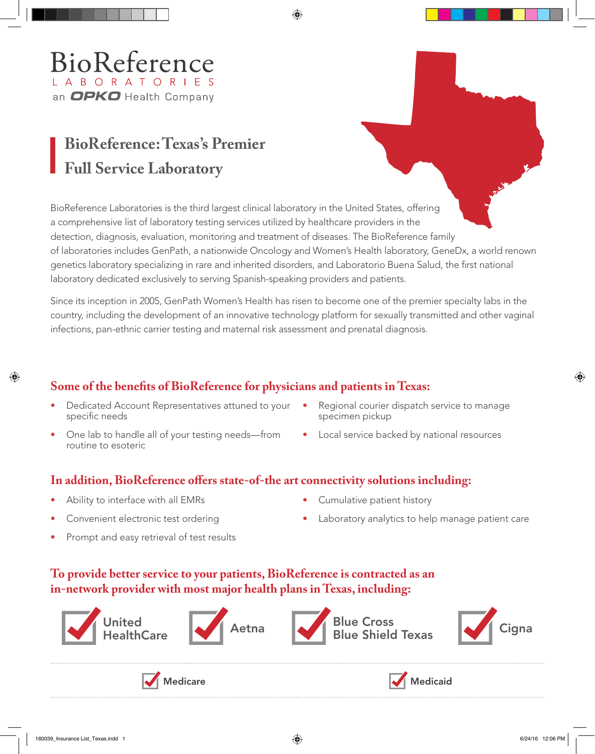BioReference
LABORATORIES
an OPKO Health Company

# BioReference: Texas's Premier Full Service Laboratory

BioReference Laboratories is the third largest clinical laboratory in the United States, offering a comprehensive list of laboratory testing services utilized by healthcare providers in the detection, diagnosis, evaluation, monitoring and treatment of diseases. The BioReference family of laboratories includes GenPath, a nationwide Oncology and Women's Health laboratory, GeneDx, a world renown genetics laboratory specializing in rare and inherited disorders, and Laboratorio Buena Salud, the first national laboratory dedicated exclusively to serving Spanish-speaking providers and patients.

Since its inception in 2005, GenPath Women's Health has risen to become one of the premier specialty labs in the country, including the development of an innovative technology platform for sexually transmitted and other vaginal infections, pan-ethnic carrier testing and maternal risk assessment and prenatal diagnosis.

## Some of the benefits of BioReference for physicians and patients in Texas:

- Dedicated Account Representatives attuned to your specific needs
- One lab to handle all of your testing needs—from routine to esoteric
- Regional courier dispatch service to manage specimen pickup
- Local service backed by national resources

## In addition, BioReference offers state-of-the art connectivity solutions including:

- Ability to interface with all EMRs
- Convenient electronic test ordering
- Prompt and easy retrieval of test results
- Cumulative patient history
- Laboratory analytics to help manage patient care

## To provide better service to your patients, BioReference is contracted as an in-network provider with most major health plans in Texas, including:

- United HealthCare
- Aetna
- Blue Cross Blue Shield Texas
- Cigna
- Medicare
- Medicaid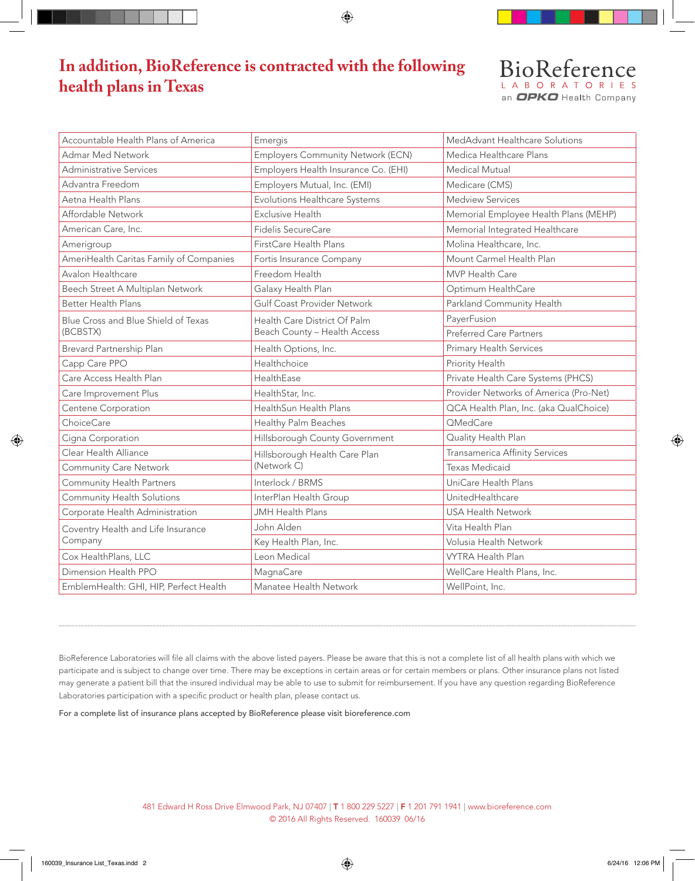# In addition, BioReference is contracted with the following health plans in Texas

BioReference LABORATORIES an OPKO Health Company

| | | |
|---|---|---|
| Accountable Health Plans of America | Emergis | MedAdvant Healthcare Solutions |
| Admar Med Network | Employers Community Network (ECN) | Medica Healthcare Plans |
| Administrative Services | Employers Health Insurance Co. (EHI) | Medical Mutual |
| Advantra Freedom | Employers Mutual, Inc. (EMI) | Medicare (CMS) |
| Aetna Health Plans | Evolutions Healthcare Systems | Medview Services |
| Affordable Network | Exclusive Health | Memorial Employee Health Plans (MEHP) |
| American Care, Inc. | Fidelis SecureCare | Memorial Integrated Healthcare |
| Amerigroup | FirstCare Health Plans | Molina Healthcare, Inc. |
| AmeriHealth Caritas Family of Companies | Fortis Insurance Company | Mount Carmel Health Plan |
| Avalon Healthcare | Freedom Health | MVP Health Care |
| Beech Street A Multiplan Network | Galaxy Health Plan | Optimum HealthCare |
| Better Health Plans | Gulf Coast Provider Network | Parkland Community Health |
| Blue Cross and Blue Shield of Texas (BCBSTX) | Health Care District Of Palm Beach County – Health Access | PayerFusion |
| | | Preferred Care Partners |
| Brevard Partnership Plan | Health Options, Inc. | Primary Health Services |
| Capp Care PPO | Healthchoice | Priority Health |
| Care Access Health Plan | HealthEase | Private Health Care Systems (PHCS) |
| Care Improvement Plus | HealthStar, Inc. | Provider Networks of America (Pro-Net) |
| Centene Corporation | HealthSun Health Plans | QCA Health Plan, Inc. (aka QualChoice) |
| ChoiceCare | Healthy Palm Beaches | QMedCare |
| Cigna Corporation | Hillsborough County Government | Quality Health Plan |
| Clear Health Alliance | Hillsborough Health Care Plan (Network C) | Transamerica Affinity Services |
| Community Care Network | | Texas Medicaid |
| Community Health Partners | Interlock / BRMS | UniCare Health Plans |
| Community Health Solutions | InterPlan Health Group | UnitedHealthcare |
| Corporate Health Administration | JMH Health Plans | USA Health Network |
| Coventry Health and Life Insurance Company | John Alden | Vita Health Plan |
| | Key Health Plan, Inc. | Volusia Health Network |
| Cox HealthPlans, LLC | Leon Medical | VYTRA Health Plan |
| Dimension Health PPO | MagnaCare | WellCare Health Plans, Inc. |
| EmblemHealth: GHI, HIP, Perfect Health | Manatee Health Network | WellPoint, Inc. |

BioReference Laboratories will file all claims with the above listed payers. Please be aware that this is not a complete list of all health plans with which we participate and is subject to change over time. There may be exceptions in certain areas or for certain members or plans. Other insurance plans not listed may generate a patient bill that the insured individual may be able to use to submit for reimbursement. If you have any question regarding BioReference Laboratories participation with a specific product or health plan, please contact us.

For a complete list of insurance plans accepted by BioReference please visit bioreference.com

481 Edward H Ross Drive Elmwood Park, NJ 07407 | T 1 800 229 5227 | F 1 201 791 1941 | www.bioreference.com
© 2016 All Rights Reserved. 160039 06/16